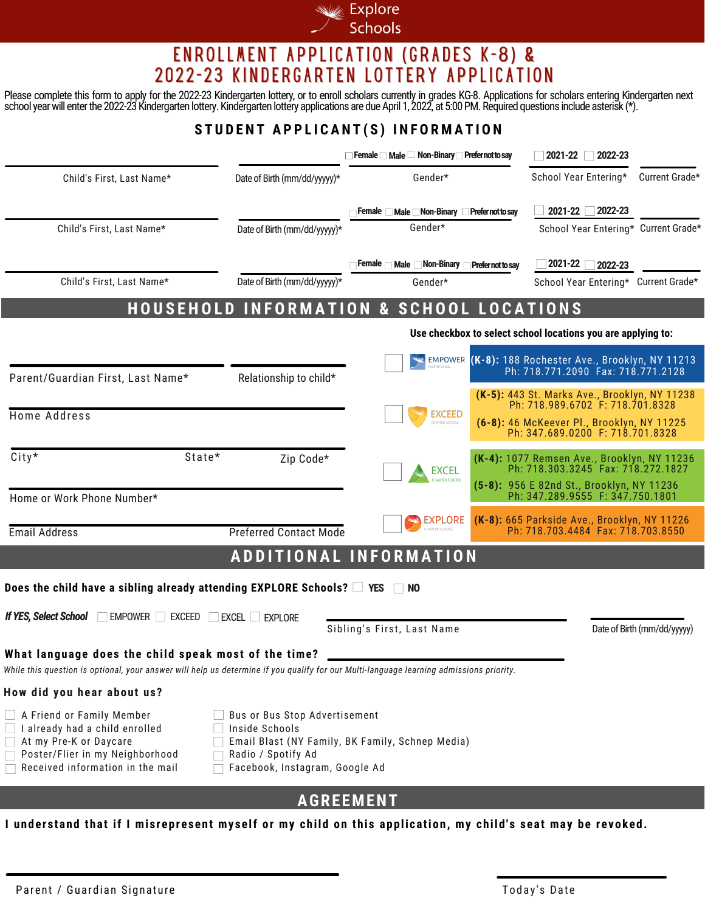Explore Schools

# ENROLLMENT APPLICATION (GRADES K-8) & 2022-23 KINDERGARTEN LOTTERY APPLICATION

Please complete this form to apply for the 2022-23 Kindergarten lottery, or to enroll scholars currently in grades KG-8. Applications for scholars entering Kindergarten next school year will enter the 2022-23 Kindergarten lottery. Kindergarten lottery applications are due April 1, 2022, at 5:00 PM. Required questions include asterisk (*).

## STUDENT APPLICANT(S) INFORMATION

| Child's First, Last Name* | Date of Birth (mm/dd/yyyy)* | Gender* | School Year Entering* | Current Grade* |
|---|---|---|---|---|
| | | ☐ Female ☐ Male ☐ Non-Binary ☐ Prefer not to say | ☐ 2021-22 ☐ 2022-23 | |
| | | ☐ Female ☐ Male ☐ Non-Binary ☐ Prefer not to say | ☐ 2021-22 ☐ 2022-23 | |
| | | ☐ Female ☐ Male ☐ Non-Binary ☐ Prefer not to say | ☐ 2021-22 ☐ 2022-23 | |

## HOUSEHOLD INFORMATION & SCHOOL LOCATIONS

Parent/Guardian First, Last Name* ______ Relationship to child* ______

Home Address ______

City* ______ State* ______ Zip Code* ______

Home or Work Phone Number* ______

Email Address ______ Preferred Contact Mode ______

**Use checkbox to select school locations you are applying to:**

☐ EMPOWER CHARTER SCHOOL — **(K-8):** 188 Rochester Ave., Brooklyn, NY 11213 Ph: 718.771.2090 Fax: 718.771.2128

☐ EXCEED CHARTER SCHOOL — **(K-5):** 443 St. Marks Ave., Brooklyn, NY 11238 Ph: 718.989.6702 F: 718.701.8328; **(6-8):** 46 McKeever Pl., Brooklyn, NY 11225 Ph: 347.689.0200 F: 718.701.8328

☐ EXCEL CHARTER SCHOOL — **(K-4):** 1077 Remsen Ave., Brooklyn, NY 11236 Ph: 718.303.3245 Fax: 718.272.1827; **(5-8):** 956 E 82nd St., Brooklyn, NY 11236 Ph: 347.289.9555 F: 347.750.1801

☐ EXPLORE CHARTER SCHOOL — **(K-8):** 665 Parkside Ave., Brooklyn, NY 11226 Ph: 718.703.4484 Fax: 718.703.8550

## ADDITIONAL INFORMATION

**Does the child have a sibling already attending EXPLORE Schools?** ☐ YES ☐ NO

***If YES, Select School*** ☐ EMPOWER ☐ EXCEED ☐ EXCEL ☐ EXPLORE

Sibling's First, Last Name ______ Date of Birth (mm/dd/yyyy) ______

**What language does the child speak most of the time?** ______

*While this question is optional, your answer will help us determine if you qualify for our Multi-language learning admissions priority.*

**How did you hear about us?**

- ☐ A Friend or Family Member
- ☐ I already had a child enrolled
- ☐ At my Pre-K or Daycare
- ☐ Poster/Flier in my Neighborhood
- ☐ Received information in the mail
- ☐ Bus or Bus Stop Advertisement
- ☐ Inside Schools
- ☐ Email Blast (NY Family, BK Family, Schnep Media)
- ☐ Radio / Spotify Ad
- ☐ Facebook, Instagram, Google Ad

## AGREEMENT

**I understand that if I misrepresent myself or my child on this application, my child's seat may be revoked.**

Parent / Guardian Signature ______ Today's Date ______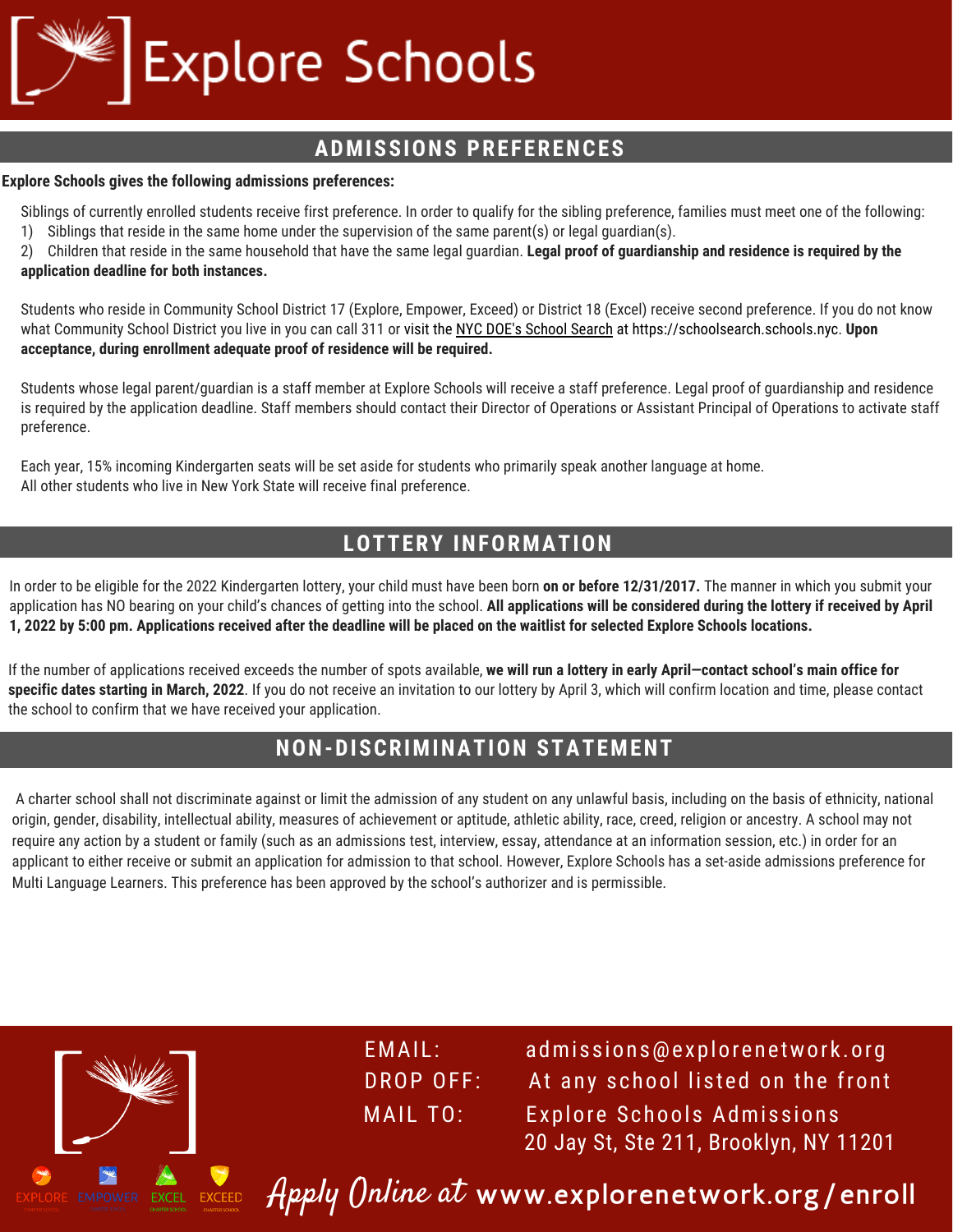# Explore Schools

## ADMISSIONS PREFERENCES

**Explore Schools gives the following admissions preferences:**

Siblings of currently enrolled students receive first preference. In order to qualify for the sibling preference, families must meet one of the following:

1) Siblings that reside in the same home under the supervision of the same parent(s) or legal guardian(s).
2) Children that reside in the same household that have the same legal guardian. **Legal proof of guardianship and residence is required by the application deadline for both instances.**

Students who reside in Community School District 17 (Explore, Empower, Exceed) or District 18 (Excel) receive second preference. If you do not know what Community School District you live in you can call 311 or visit the NYC DOE's School Search at https://schoolsearch.schools.nyc. **Upon acceptance, during enrollment adequate proof of residence will be required.**

Students whose legal parent/guardian is a staff member at Explore Schools will receive a staff preference. Legal proof of guardianship and residence is required by the application deadline. Staff members should contact their Director of Operations or Assistant Principal of Operations to activate staff preference.

Each year, 15% incoming Kindergarten seats will be set aside for students who primarily speak another language at home.
All other students who live in New York State will receive final preference.

## LOTTERY INFORMATION

In order to be eligible for the 2022 Kindergarten lottery, your child must have been born **on or before 12/31/2017.** The manner in which you submit your application has NO bearing on your child's chances of getting into the school. **All applications will be considered during the lottery if received by April 1, 2022 by 5:00 pm. Applications received after the deadline will be placed on the waitlist for selected Explore Schools locations.**

If the number of applications received exceeds the number of spots available, **we will run a lottery in early April—contact school's main office for specific dates starting in March, 2022**. If you do not receive an invitation to our lottery by April 3, which will confirm location and time, please contact the school to confirm that we have received your application.

## NON-DISCRIMINATION STATEMENT

A charter school shall not discriminate against or limit the admission of any student on any unlawful basis, including on the basis of ethnicity, national origin, gender, disability, intellectual ability, measures of achievement or aptitude, athletic ability, race, creed, religion or ancestry. A school may not require any action by a student or family (such as an admissions test, interview, essay, attendance at an information session, etc.) in order for an applicant to either receive or submit an application for admission to that school. However, Explore Schools has a set-aside admissions preference for Multi Language Learners. This preference has been approved by the school's authorizer and is permissible.

EMAIL: admissions@explorenetwork.org
DROP OFF: At any school listed on the front
MAIL TO: Explore Schools Admissions
20 Jay St, Ste 211, Brooklyn, NY 11201

EXPLORE EMPOWER EXCEL EXCEED

*Apply Online at* **www.explorenetwork.org/enroll**